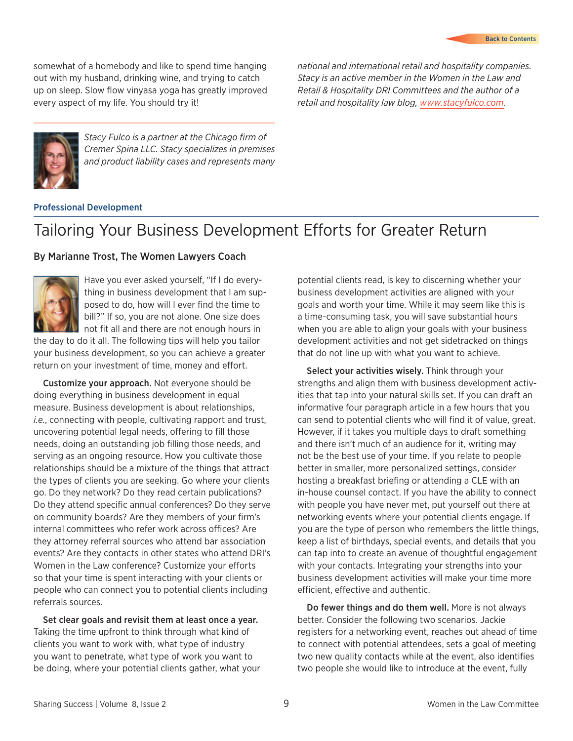somewhat of a homebody and like to spend time hanging out with my husband, drinking wine, and trying to catch up on sleep. Slow flow vinyasa yoga has greatly improved every aspect of my life. You should try it!

---

*Stacy Fulco is a partner at the Chicago firm of Cremer Spina LLC. Stacy specializes in premises and product liability cases and represents many national and international retail and hospitality companies. Stacy is an active member in the Women in the Law and Retail & Hospitality DRI Committees and the author of a retail and hospitality law blog, [www.stacyfulco.com](http://www.stacyfulco.com).*

Professional Development

# Tailoring Your Business Development Efforts for Greater Return

**By Marianne Trost, The Women Lawyers Coach**

Have you ever asked yourself, "If I do everything in business development that I am supposed to do, how will I ever find the time to bill?" If so, you are not alone. One size does not fit all and there are not enough hours in the day to do it all. The following tips will help you tailor your business development, so you can achieve a greater return on your investment of time, money and effort.

**Customize your approach.** Not everyone should be doing everything in business development in equal measure. Business development is about relationships, *i.e.*, connecting with people, cultivating rapport and trust, uncovering potential legal needs, offering to fill those needs, doing an outstanding job filling those needs, and serving as an ongoing resource. How you cultivate those relationships should be a mixture of the things that attract the types of clients you are seeking. Go where your clients go. Do they network? Do they read certain publications? Do they attend specific annual conferences? Do they serve on community boards? Are they members of your firm's internal committees who refer work across offices? Are they attorney referral sources who attend bar association events? Are they contacts in other states who attend DRI's Women in the Law conference? Customize your efforts so that your time is spent interacting with your clients or people who can connect you to potential clients including referrals sources.

**Set clear goals and revisit them at least once a year.** Taking the time upfront to think through what kind of clients you want to work with, what type of industry you want to penetrate, what type of work you want to be doing, where your potential clients gather, what your potential clients read, is key to discerning whether your business development activities are aligned with your goals and worth your time. While it may seem like this is a time-consuming task, you will save substantial hours when you are able to align your goals with your business development activities and not get sidetracked on things that do not line up with what you want to achieve.

**Select your activities wisely.** Think through your strengths and align them with business development activities that tap into your natural skills set. If you can draft an informative four paragraph article in a few hours that you can send to potential clients who will find it of value, great. However, if it takes you multiple days to draft something and there isn't much of an audience for it, writing may not be the best use of your time. If you relate to people better in smaller, more personalized settings, consider hosting a breakfast briefing or attending a CLE with an in-house counsel contact. If you have the ability to connect with people you have never met, put yourself out there at networking events where your potential clients engage. If you are the type of person who remembers the little things, keep a list of birthdays, special events, and details that you can tap into to create an avenue of thoughtful engagement with your contacts. Integrating your strengths into your business development activities will make your time more efficient, effective and authentic.

**Do fewer things and do them well.** More is not always better. Consider the following two scenarios. Jackie registers for a networking event, reaches out ahead of time to connect with potential attendees, sets a goal of meeting two new quality contacts while at the event, also identifies two people she would like to introduce at the event, fully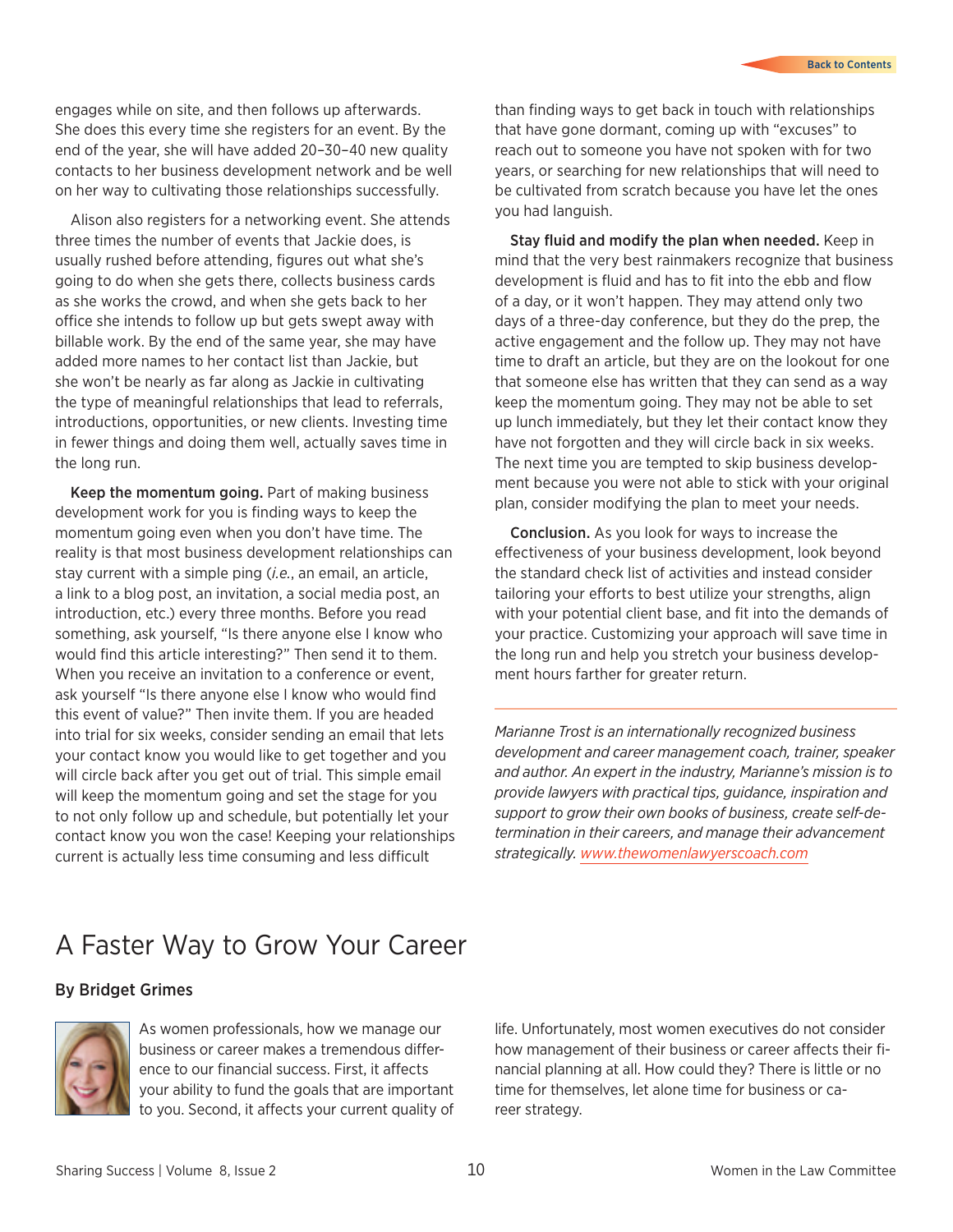engages while on site, and then follows up afterwards. She does this every time she registers for an event. By the end of the year, she will have added 20–30–40 new quality contacts to her business development network and be well on her way to cultivating those relationships successfully.

Alison also registers for a networking event. She attends three times the number of events that Jackie does, is usually rushed before attending, figures out what she's going to do when she gets there, collects business cards as she works the crowd, and when she gets back to her office she intends to follow up but gets swept away with billable work. By the end of the same year, she may have added more names to her contact list than Jackie, but she won't be nearly as far along as Jackie in cultivating the type of meaningful relationships that lead to referrals, introductions, opportunities, or new clients. Investing time in fewer things and doing them well, actually saves time in the long run.

**Keep the momentum going.** Part of making business development work for you is finding ways to keep the momentum going even when you don't have time. The reality is that most business development relationships can stay current with a simple ping (*i.e.*, an email, an article, a link to a blog post, an invitation, a social media post, an introduction, etc.) every three months. Before you read something, ask yourself, "Is there anyone else I know who would find this article interesting?" Then send it to them. When you receive an invitation to a conference or event, ask yourself "Is there anyone else I know who would find this event of value?" Then invite them. If you are headed into trial for six weeks, consider sending an email that lets your contact know you would like to get together and you will circle back after you get out of trial. This simple email will keep the momentum going and set the stage for you to not only follow up and schedule, but potentially let your contact know you won the case! Keeping your relationships current is actually less time consuming and less difficult than finding ways to get back in touch with relationships that have gone dormant, coming up with "excuses" to reach out to someone you have not spoken with for two years, or searching for new relationships that will need to be cultivated from scratch because you have let the ones you had languish.

**Stay fluid and modify the plan when needed.** Keep in mind that the very best rainmakers recognize that business development is fluid and has to fit into the ebb and flow of a day, or it won't happen. They may attend only two days of a three-day conference, but they do the prep, the active engagement and the follow up. They may not have time to draft an article, but they are on the lookout for one that someone else has written that they can send as a way keep the momentum going. They may not be able to set up lunch immediately, but they let their contact know they have not forgotten and they will circle back in six weeks. The next time you are tempted to skip business development because you were not able to stick with your original plan, consider modifying the plan to meet your needs.

**Conclusion.** As you look for ways to increase the effectiveness of your business development, look beyond the standard check list of activities and instead consider tailoring your efforts to best utilize your strengths, align with your potential client base, and fit into the demands of your practice. Customizing your approach will save time in the long run and help you stretch your business development hours farther for greater return.

---

*Marianne Trost is an internationally recognized business development and career management coach, trainer, speaker and author. An expert in the industry, Marianne's mission is to provide lawyers with practical tips, guidance, inspiration and support to grow their own books of business, create self-determination in their careers, and manage their advancement strategically.* www.thewomenlawyerscoach.com

# A Faster Way to Grow Your Career

**By Bridget Grimes**

As women professionals, how we manage our business or career makes a tremendous difference to our financial success. First, it affects your ability to fund the goals that are important to you. Second, it affects your current quality of life. Unfortunately, most women executives do not consider how management of their business or career affects their financial planning at all. How could they? There is little or no time for themselves, let alone time for business or career strategy.